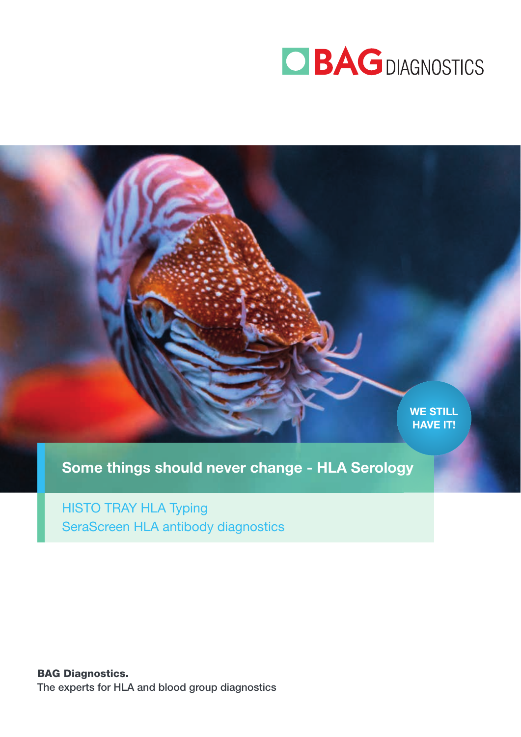BAG DIAGNOSTICS

WE STILL HAVE IT!

# Some things should never change - HLA Serology

HISTO TRAY HLA Typing
SeraScreen HLA antibody diagnostics

**BAG Diagnostics.**
The experts for HLA and blood group diagnostics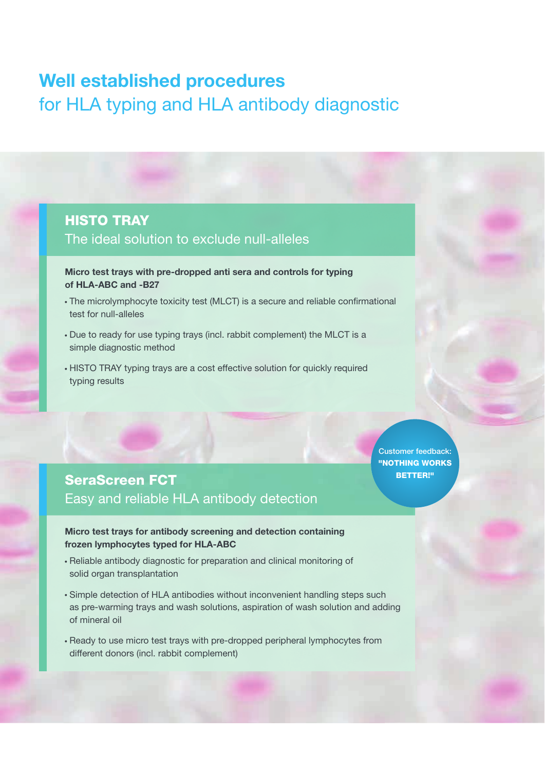# Well established procedures
## for HLA typing and HLA antibody diagnostic

### HISTO TRAY
The ideal solution to exclude null-alleles

**Micro test trays with pre-dropped anti sera and controls for typing of HLA-ABC and -B27**

- The microlymphocyte toxicity test (MLCT) is a secure and reliable confirmational test for null-alleles
- Due to ready for use typing trays (incl. rabbit complement) the MLCT is a simple diagnostic method
- HISTO TRAY typing trays are a cost effective solution for quickly required typing results

Customer feedback: **"NOTHING WORKS BETTER!"**

### SeraScreen FCT
Easy and reliable HLA antibody detection

**Micro test trays for antibody screening and detection containing frozen lymphocytes typed for HLA-ABC**

- Reliable antibody diagnostic for preparation and clinical monitoring of solid organ transplantation
- Simple detection of HLA antibodies without inconvenient handling steps such as pre-warming trays and wash solutions, aspiration of wash solution and adding of mineral oil
- Ready to use micro test trays with pre-dropped peripheral lymphocytes from different donors (incl. rabbit complement)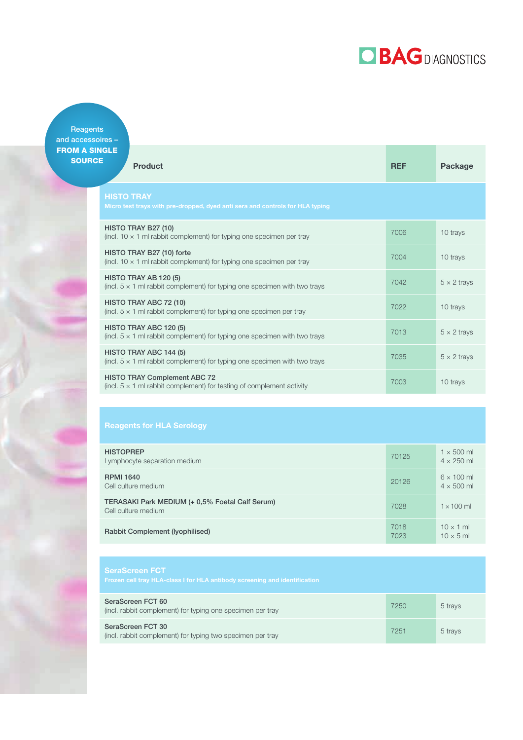Reagents and accessoires – **FROM A SINGLE SOURCE**

| Product | REF | Package |
|---|---|---|
| **HISTO TRAY**<br>Micro test trays with pre-dropped, dyed anti sera and controls for HLA typing | | |
| **HISTO TRAY B27 (10)**<br>(incl. 10 × 1 ml rabbit complement) for typing one specimen per tray | 7006 | 10 trays |
| **HISTO TRAY B27 (10) forte**<br>(incl. 10 × 1 ml rabbit complement) for typing one specimen per tray | 7004 | 10 trays |
| **HISTO TRAY AB 120 (5)**<br>(incl. 5 × 1 ml rabbit complement) for typing one specimen with two trays | 7042 | 5 × 2 trays |
| **HISTO TRAY ABC 72 (10)**<br>(incl. 5 × 1 ml rabbit complement) for typing one specimen per tray | 7022 | 10 trays |
| **HISTO TRAY ABC 120 (5)**<br>(incl. 5 × 1 ml rabbit complement) for typing one specimen with two trays | 7013 | 5 × 2 trays |
| **HISTO TRAY ABC 144 (5)**<br>(incl. 5 × 1 ml rabbit complement) for typing one specimen with two trays | 7035 | 5 × 2 trays |
| **HISTO TRAY Complement ABC 72**<br>(incl. 5 × 1 ml rabbit complement) for testing of complement activity | 7003 | 10 trays |
| **Reagents for HLA Serology** | | |
| **HISTOPREP**<br>Lymphocyte separation medium | 70125 | 1 × 500 ml<br>4 × 250 ml |
| **RPMI 1640**<br>Cell culture medium | 20126 | 6 × 100 ml<br>4 × 500 ml |
| **TERASAKI Park MEDIUM (+ 0,5% Foetal Calf Serum)**<br>Cell culture medium | 7028 | 1 × 100 ml |
| **Rabbit Complement (lyophilised)** | 7018<br>7023 | 10 × 1 ml<br>10 × 5 ml |
| **SeraScreen FCT**<br>Frozen cell tray HLA-class I for HLA antibody screening and identification | | |
| **SeraScreen FCT 60**<br>(incl. rabbit complement) for typing one specimen per tray | 7250 | 5 trays |
| **SeraScreen FCT 30**<br>(incl. rabbit complement) for typing two specimen per tray | 7251 | 5 trays |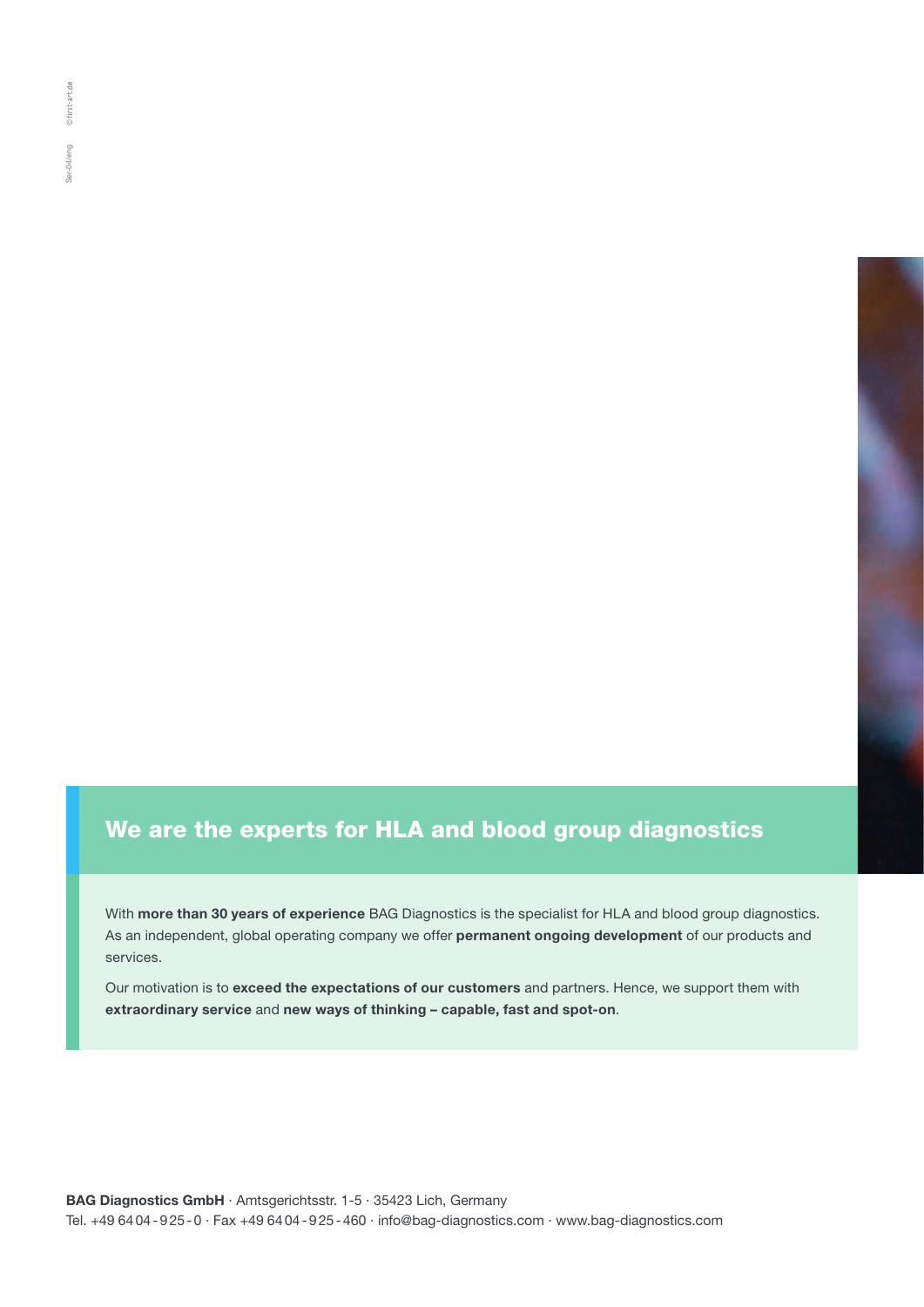## We are the experts for HLA and blood group diagnostics

With **more than 30 years of experience** BAG Diagnostics is the specialist for HLA and blood group diagnostics. As an independent, global operating company we offer **permanent ongoing development** of our products and services.

Our motivation is to **exceed the expectations of our customers** and partners. Hence, we support them with **extraordinary service** and **new ways of thinking – capable, fast and spot-on**.

**BAG Diagnostics GmbH** · Amtsgerichtsstr. 1-5 · 35423 Lich, Germany
Tel. +49 6404-925-0 · Fax +49 6404-925-460 · info@bag-diagnostics.com · www.bag-diagnostics.com